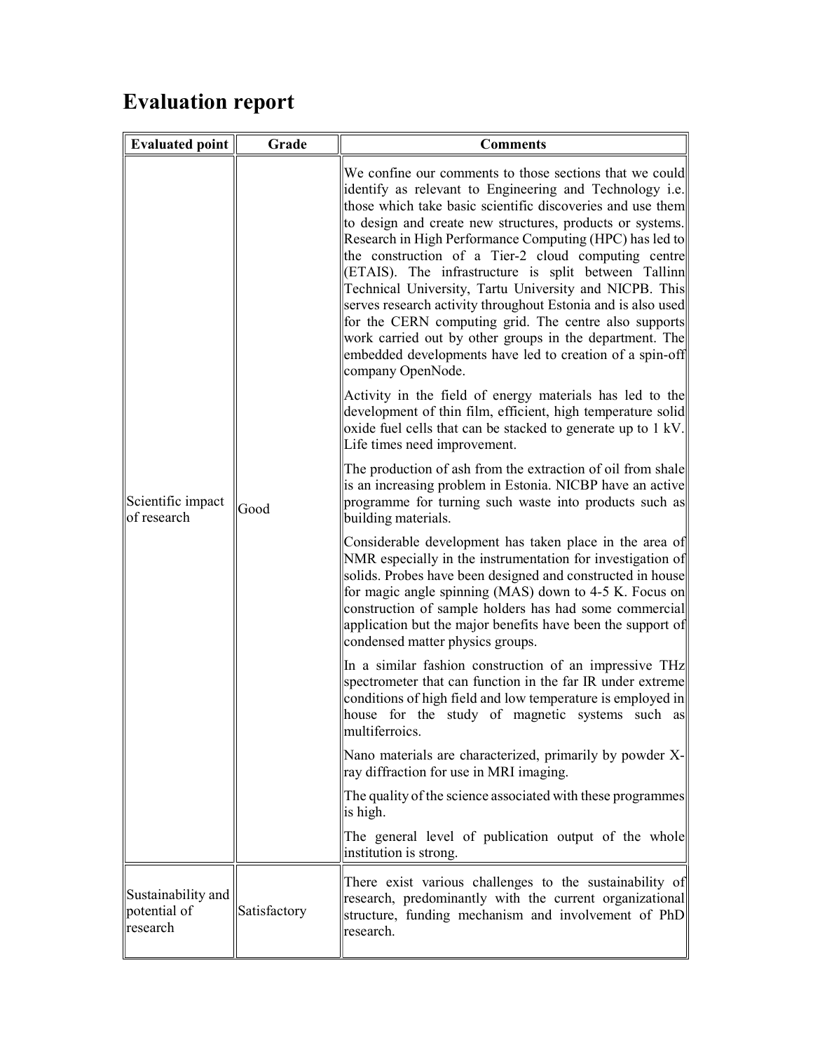# Evaluation report

| Evaluated point | Grade | Comments |
|---|---|---|
| Scientific impact of research | Good | We confine our comments to those sections that we could identify as relevant to Engineering and Technology i.e. those which take basic scientific discoveries and use them to design and create new structures, products or systems. Research in High Performance Computing (HPC) has led to the construction of a Tier-2 cloud computing centre (ETAIS). The infrastructure is split between Tallinn Technical University, Tartu University and NICPB. This serves research activity throughout Estonia and is also used for the CERN computing grid. The centre also supports work carried out by other groups in the department. The embedded developments have led to creation of a spin-off company OpenNode.<br><br>Activity in the field of energy materials has led to the development of thin film, efficient, high temperature solid oxide fuel cells that can be stacked to generate up to 1 kV. Life times need improvement.<br><br>The production of ash from the extraction of oil from shale is an increasing problem in Estonia. NICBP have an active programme for turning such waste into products such as building materials.<br><br>Considerable development has taken place in the area of NMR especially in the instrumentation for investigation of solids. Probes have been designed and constructed in house for magic angle spinning (MAS) down to 4-5 K. Focus on construction of sample holders has had some commercial application but the major benefits have been the support of condensed matter physics groups.<br><br>In a similar fashion construction of an impressive THz spectrometer that can function in the far IR under extreme conditions of high field and low temperature is employed in house for the study of magnetic systems such as multiferroics.<br><br>Nano materials are characterized, primarily by powder X-ray diffraction for use in MRI imaging.<br><br>The quality of the science associated with these programmes is high.<br><br>The general level of publication output of the whole institution is strong. |
| Sustainability and potential of research | Satisfactory | There exist various challenges to the sustainability of research, predominantly with the current organizational structure, funding mechanism and involvement of PhD research. |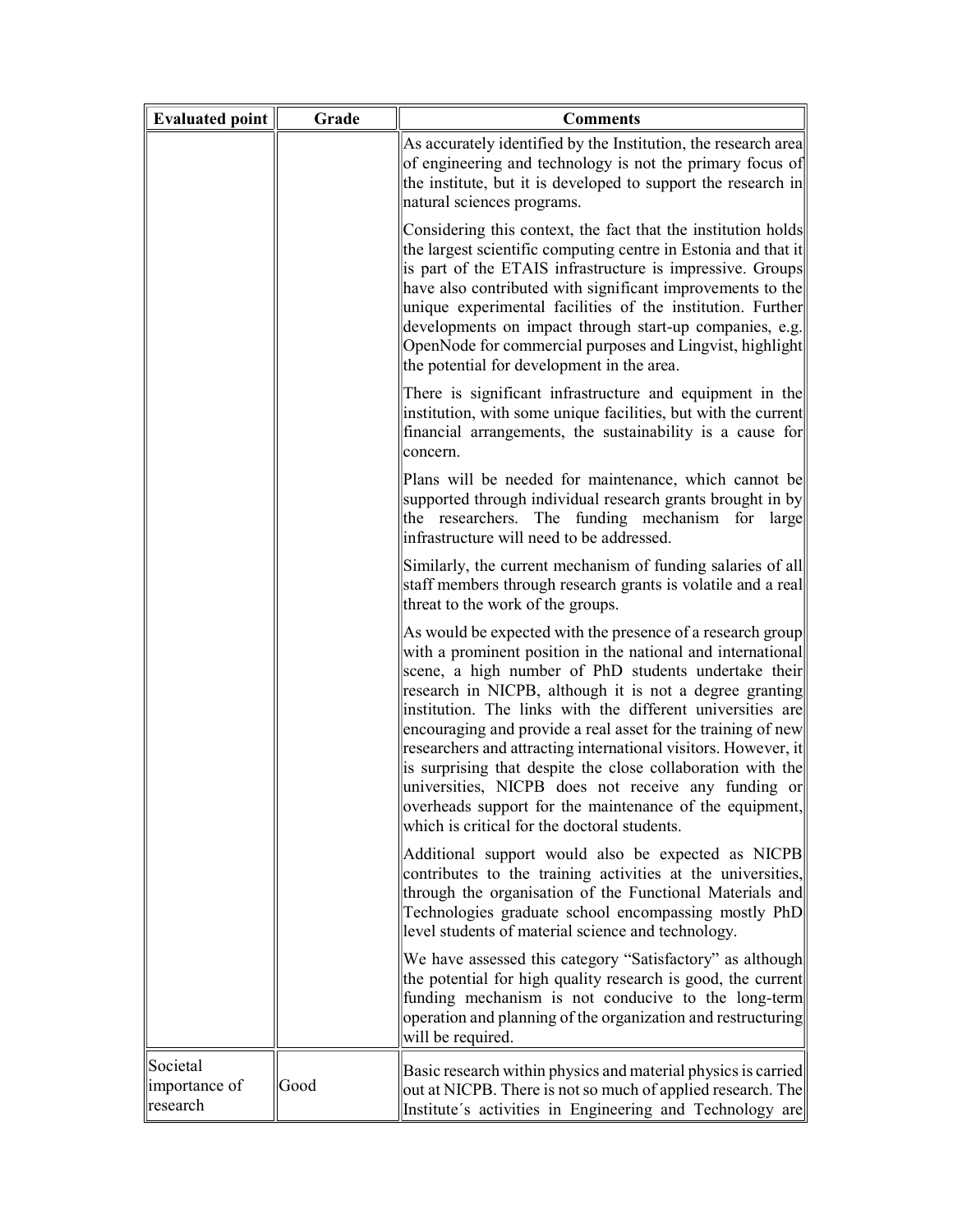| Evaluated point | Grade | Comments |
|---|---|---|
| | | As accurately identified by the Institution, the research area of engineering and technology is not the primary focus of the institute, but it is developed to support the research in natural sciences programs.<br><br>Considering this context, the fact that the institution holds the largest scientific computing centre in Estonia and that it is part of the ETAIS infrastructure is impressive. Groups have also contributed with significant improvements to the unique experimental facilities of the institution. Further developments on impact through start-up companies, e.g. OpenNode for commercial purposes and Lingvist, highlight the potential for development in the area.<br><br>There is significant infrastructure and equipment in the institution, with some unique facilities, but with the current financial arrangements, the sustainability is a cause for concern.<br><br>Plans will be needed for maintenance, which cannot be supported through individual research grants brought in by the researchers. The funding mechanism for large infrastructure will need to be addressed.<br><br>Similarly, the current mechanism of funding salaries of all staff members through research grants is volatile and a real threat to the work of the groups.<br><br>As would be expected with the presence of a research group with a prominent position in the national and international scene, a high number of PhD students undertake their research in NICPB, although it is not a degree granting institution. The links with the different universities are encouraging and provide a real asset for the training of new researchers and attracting international visitors. However, it is surprising that despite the close collaboration with the universities, NICPB does not receive any funding or overheads support for the maintenance of the equipment, which is critical for the doctoral students.<br><br>Additional support would also be expected as NICPB contributes to the training activities at the universities, through the organisation of the Functional Materials and Technologies graduate school encompassing mostly PhD level students of material science and technology.<br><br>We have assessed this category "Satisfactory" as although the potential for high quality research is good, the current funding mechanism is not conducive to the long-term operation and planning of the organization and restructuring will be required. |
| Societal importance of research | Good | Basic research within physics and material physics is carried out at NICPB. There is not so much of applied research. The Institute´s activities in Engineering and Technology are |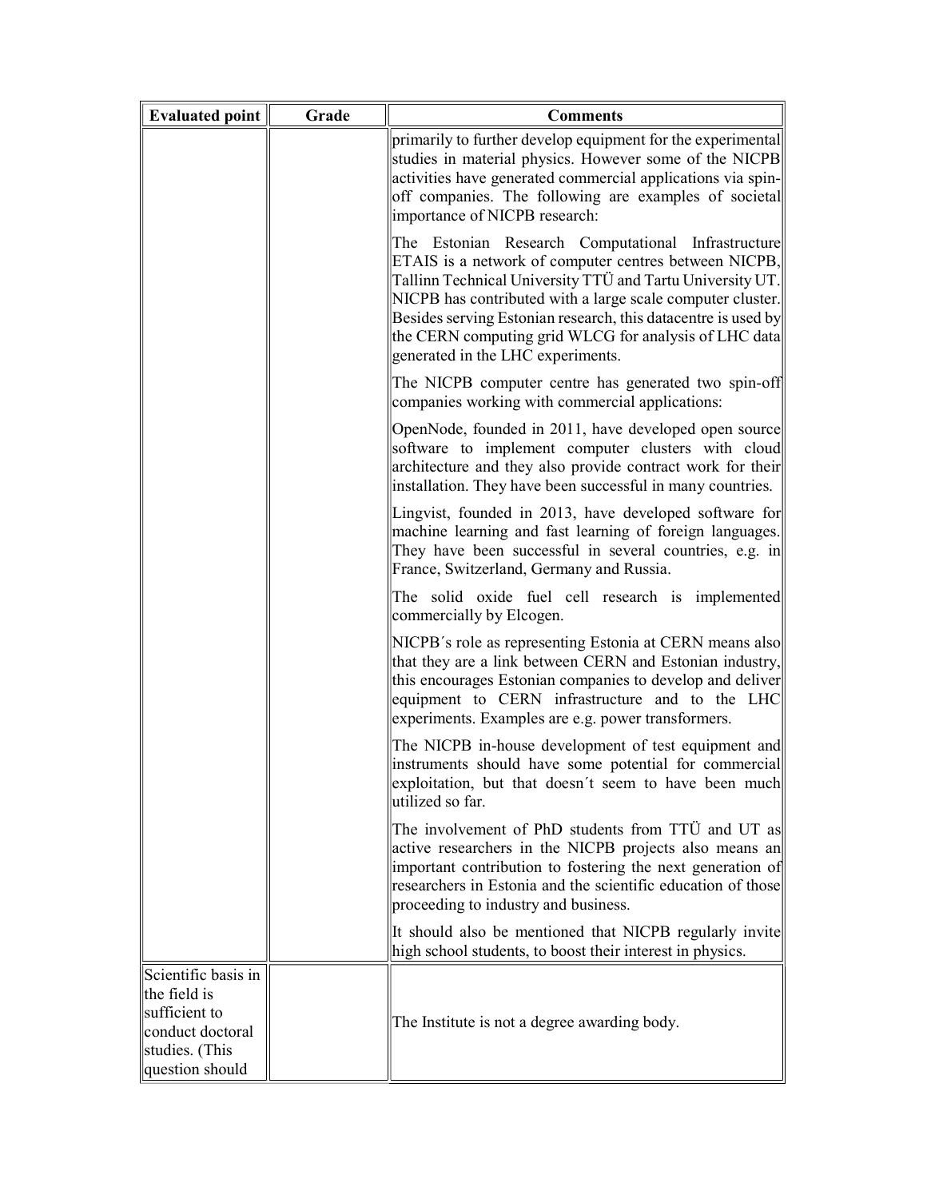| Evaluated point | Grade | Comments |
| --- | --- | --- |
| | | primarily to further develop equipment for the experimental studies in material physics. However some of the NICPB activities have generated commercial applications via spin-off companies. The following are examples of societal importance of NICPB research:<br><br>The Estonian Research Computational Infrastructure ETAIS is a network of computer centres between NICPB, Tallinn Technical University TTÜ and Tartu University UT. NICPB has contributed with a large scale computer cluster. Besides serving Estonian research, this datacentre is used by the CERN computing grid WLCG for analysis of LHC data generated in the LHC experiments.<br><br>The NICPB computer centre has generated two spin-off companies working with commercial applications:<br><br>OpenNode, founded in 2011, have developed open source software to implement computer clusters with cloud architecture and they also provide contract work for their installation. They have been successful in many countries.<br><br>Lingvist, founded in 2013, have developed software for machine learning and fast learning of foreign languages. They have been successful in several countries, e.g. in France, Switzerland, Germany and Russia.<br><br>The solid oxide fuel cell research is implemented commercially by Elcogen.<br><br>NICPB´s role as representing Estonia at CERN means also that they are a link between CERN and Estonian industry, this encourages Estonian companies to develop and deliver equipment to CERN infrastructure and to the LHC experiments. Examples are e.g. power transformers.<br><br>The NICPB in-house development of test equipment and instruments should have some potential for commercial exploitation, but that doesn´t seem to have been much utilized so far.<br><br>The involvement of PhD students from TTÜ and UT as active researchers in the NICPB projects also means an important contribution to fostering the next generation of researchers in Estonia and the scientific education of those proceeding to industry and business.<br><br>It should also be mentioned that NICPB regularly invite high school students, to boost their interest in physics. |
| Scientific basis in the field is sufficient to conduct doctoral studies. (This question should | | The Institute is not a degree awarding body. |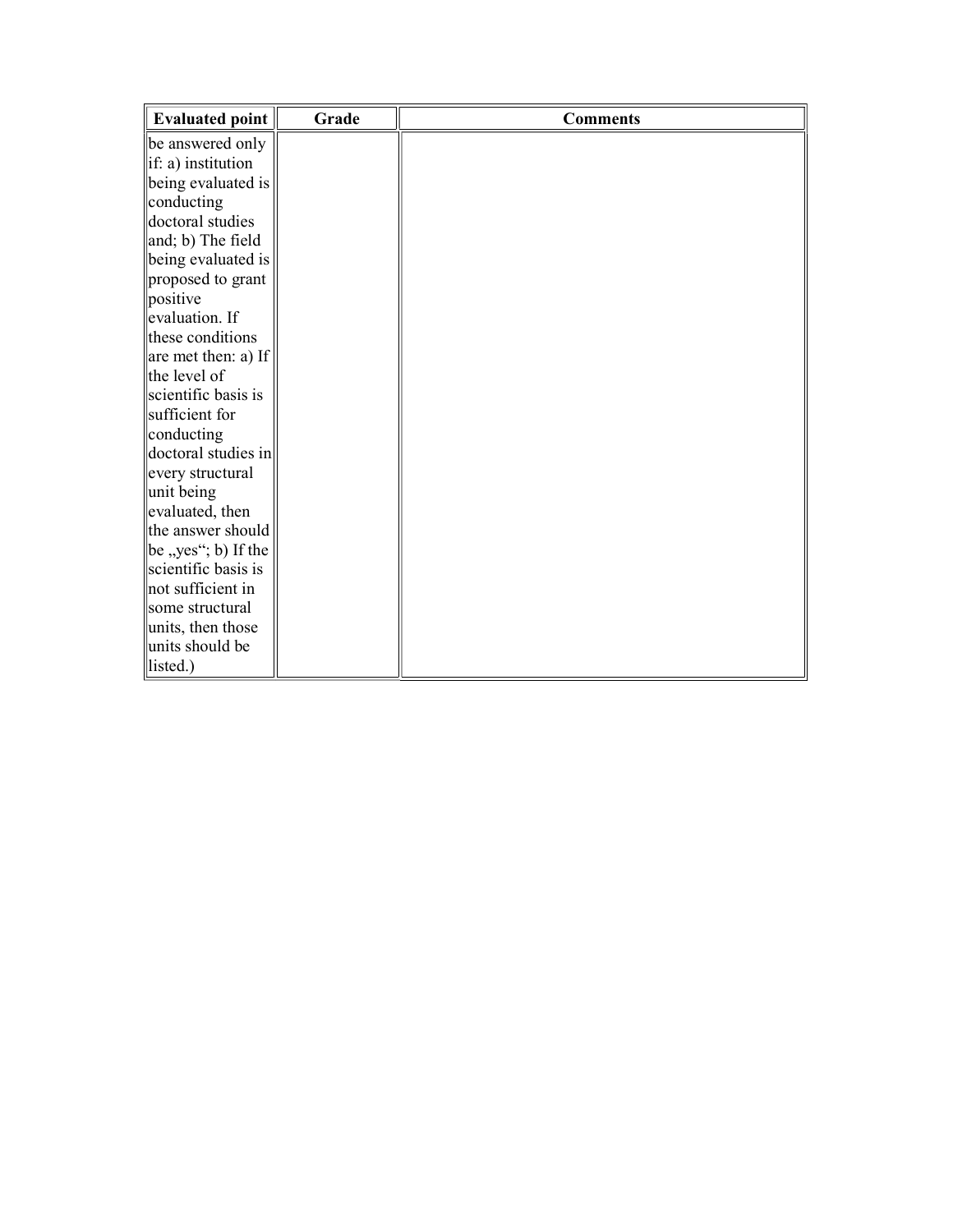| Evaluated point | Grade | Comments |
| --- | --- | --- |
| be answered only if: a) institution being evaluated is conducting doctoral studies and; b) The field being evaluated is proposed to grant positive evaluation. If these conditions are met then: a) If the level of scientific basis is sufficient for conducting doctoral studies in every structural unit being evaluated, then the answer should be „yes“; b) If the scientific basis is not sufficient in some structural units, then those units should be listed.) | | |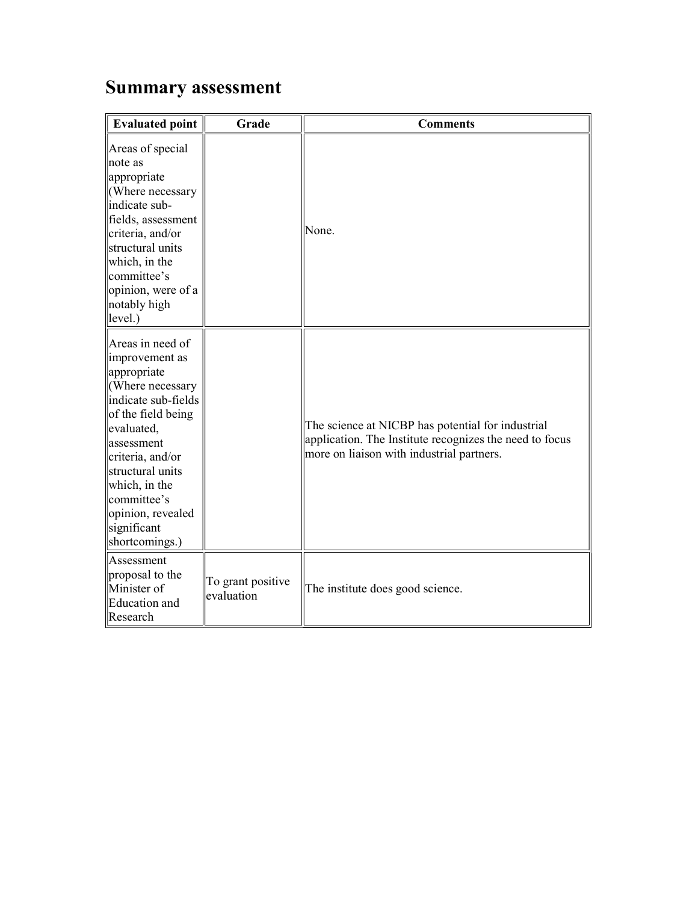# Summary assessment

| Evaluated point | Grade | Comments |
| --- | --- | --- |
| Areas of special note as appropriate (Where necessary indicate sub-fields, assessment criteria, and/or structural units which, in the committee's opinion, were of a notably high level.) | | None. |
| Areas in need of improvement as appropriate (Where necessary indicate sub-fields of the field being evaluated, assessment criteria, and/or structural units which, in the committee's opinion, revealed significant shortcomings.) | | The science at NICBP has potential for industrial application. The Institute recognizes the need to focus more on liaison with industrial partners. |
| Assessment proposal to the Minister of Education and Research | To grant positive evaluation | The institute does good science. |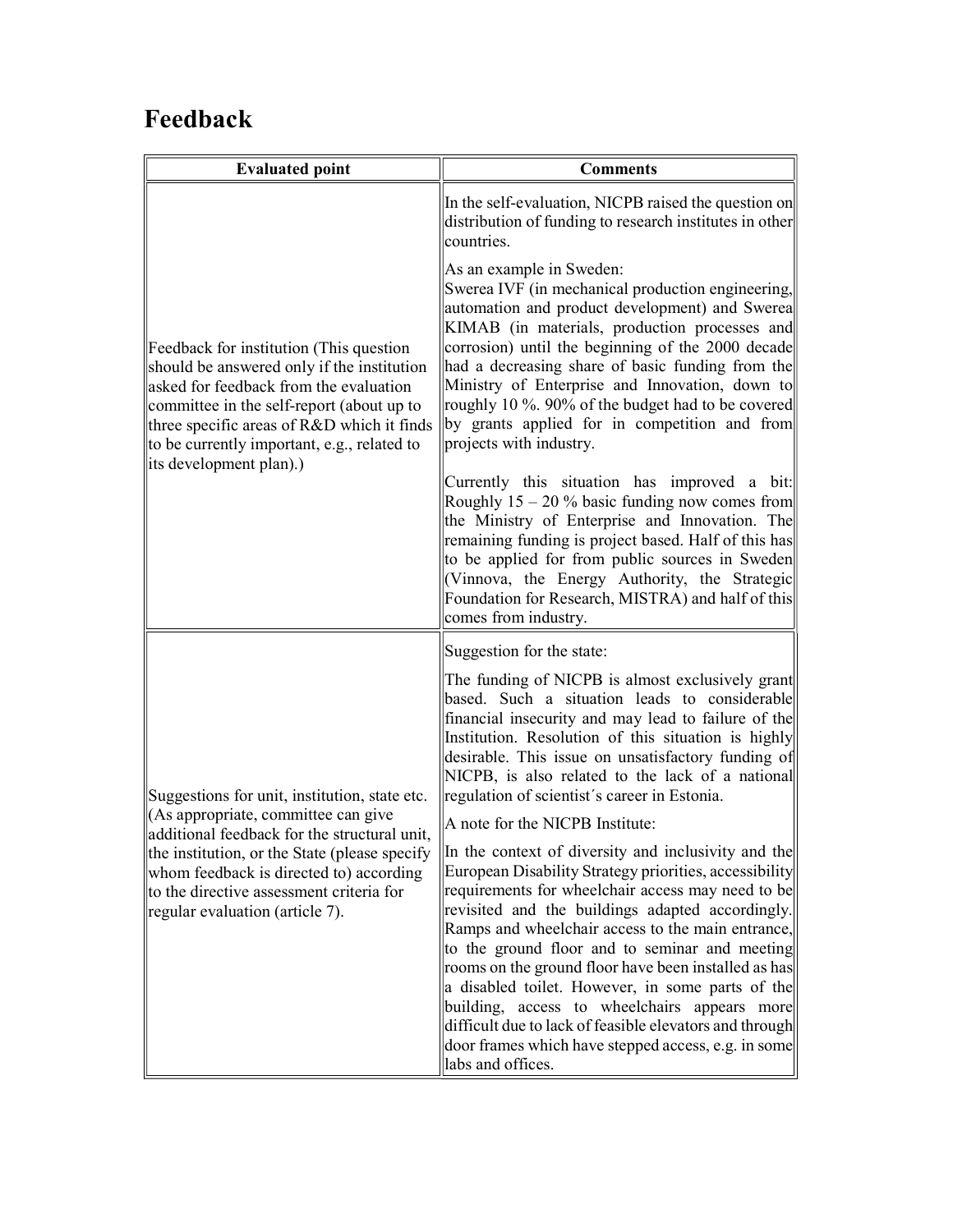# Feedback

| Evaluated point | Comments |
|---|---|
| Feedback for institution (This question should be answered only if the institution asked for feedback from the evaluation committee in the self-report (about up to three specific areas of R&D which it finds to be currently important, e.g., related to its development plan).) | In the self-evaluation, NICPB raised the question on distribution of funding to research institutes in other countries.<br><br>As an example in Sweden:<br>Swerea IVF (in mechanical production engineering, automation and product development) and Swerea KIMAB (in materials, production processes and corrosion) until the beginning of the 2000 decade had a decreasing share of basic funding from the Ministry of Enterprise and Innovation, down to roughly 10 %. 90% of the budget had to be covered by grants applied for in competition and from projects with industry.<br><br>Currently this situation has improved a bit: Roughly 15 – 20 % basic funding now comes from the Ministry of Enterprise and Innovation. The remaining funding is project based. Half of this has to be applied for from public sources in Sweden (Vinnova, the Energy Authority, the Strategic Foundation for Research, MISTRA) and half of this comes from industry. |
| Suggestions for unit, institution, state etc. (As appropriate, committee can give additional feedback for the structural unit, the institution, or the State (please specify whom feedback is directed to) according to the directive assessment criteria for regular evaluation (article 7). | Suggestion for the state:<br><br>The funding of NICPB is almost exclusively grant based. Such a situation leads to considerable financial insecurity and may lead to failure of the Institution. Resolution of this situation is highly desirable. This issue on unsatisfactory funding of NICPB, is also related to the lack of a national regulation of scientist´s career in Estonia.<br><br>A note for the NICPB Institute:<br><br>In the context of diversity and inclusivity and the European Disability Strategy priorities, accessibility requirements for wheelchair access may need to be revisited and the buildings adapted accordingly. Ramps and wheelchair access to the main entrance, to the ground floor and to seminar and meeting rooms on the ground floor have been installed as has a disabled toilet. However, in some parts of the building, access to wheelchairs appears more difficult due to lack of feasible elevators and through door frames which have stepped access, e.g. in some labs and offices. |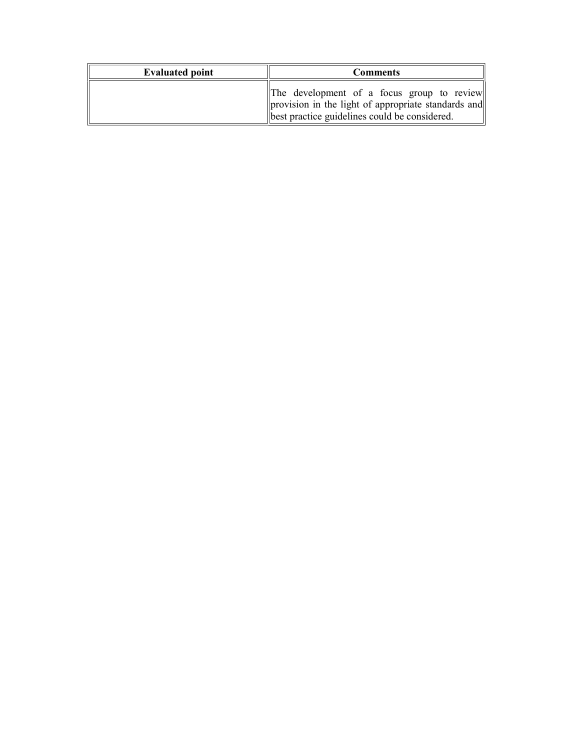| Evaluated point | Comments |
| --- | --- |
| | The development of a focus group to review provision in the light of appropriate standards and best practice guidelines could be considered. |